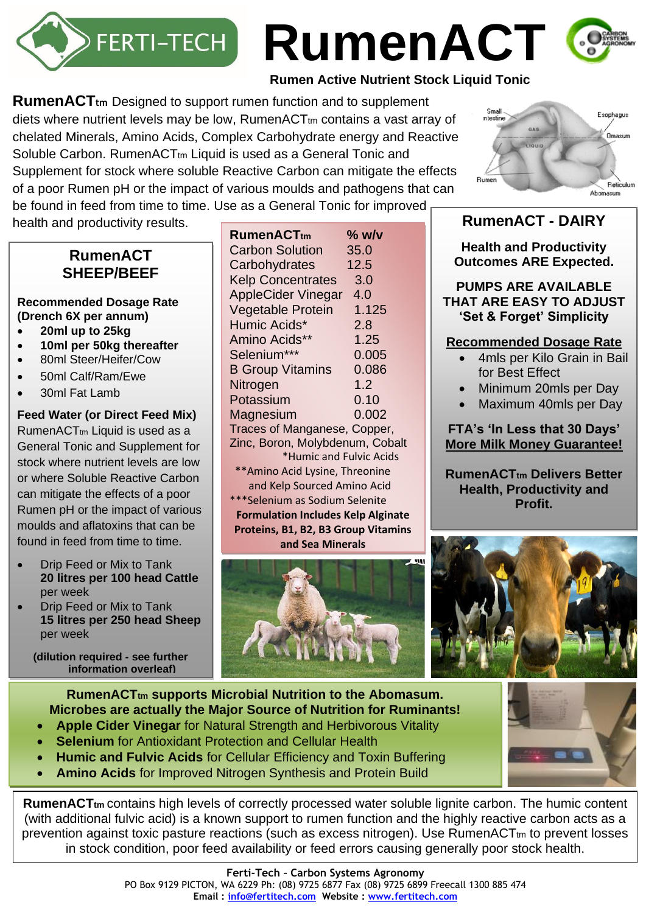# FERTI-TECH RumenACT

**Rumen Active Nutrient Stock Liquid Tonic**

**RumenACTtm** Designed to support rumen function and to supplement diets where nutrient levels may be low, RumenACTtm contains a vast array of chelated Minerals, Amino Acids, Complex Carbohydrate energy and Reactive Soluble Carbon. RumenACTtm Liquid is used as a General Tonic and Supplement for stock where soluble Reactive Carbon can mitigate the effects of a poor Rumen pH or the impact of various moulds and pathogens that can be found in feed from time to time. Use as a General Tonic for improved health and productivity results.

Small intestine
Esophagus
GAS
Omasum
LIQUID
Rumen
Reticulum
Abomasum

## RumenACT SHEEP/BEEF

**Recommended Dosage Rate (Drench 6X per annum)**

- **20ml up to 25kg**
- **10ml per 50kg thereafter**
- 80ml Steer/Heifer/Cow
- 50ml Calf/Ram/Ewe
- 30ml Fat Lamb

**Feed Water (or Direct Feed Mix)**

RumenACTtm Liquid is used as a General Tonic and Supplement for stock where nutrient levels are low or where Soluble Reactive Carbon can mitigate the effects of a poor Rumen pH or the impact of various moulds and aflatoxins that can be found in feed from time to time.

- Drip Feed or Mix to Tank **20 litres per 100 head Cattle** per week
- Drip Feed or Mix to Tank **15 litres per 250 head Sheep** per week

**(dilution required - see further information overleaf)**

| RumenACTtm | % w/v |
|---|---|
| Carbon Solution | 35.0 |
| Carbohydrates | 12.5 |
| Kelp Concentrates | 3.0 |
| AppleCider Vinegar | 4.0 |
| Vegetable Protein | 1.125 |
| Humic Acids* | 2.8 |
| Amino Acids** | 1.25 |
| Selenium*** | 0.005 |
| B Group Vitamins | 0.086 |
| Nitrogen | 1.2 |
| Potassium | 0.10 |
| Magnesium | 0.002 |

Traces of Manganese, Copper, Zinc, Boron, Molybdenum, Cobalt

*Humic and Fulvic Acids

**Amino Acid Lysine, Threonine and Kelp Sourced Amino Acid

***Selenium as Sodium Selenite

**Formulation Includes Kelp Alginate Proteins, B1, B2, B3 Group Vitamins and Sea Minerals**

## RumenACT - DAIRY

**Health and Productivity Outcomes ARE Expected.**

**PUMPS ARE AVAILABLE THAT ARE EASY TO ADJUST 'Set & Forget' Simplicity**

**Recommended Dosage Rate**

- 4mls per Kilo Grain in Bail for Best Effect
- Minimum 20mls per Day
- Maximum 40mls per Day

**FTA's 'In Less that 30 Days' More Milk Money Guarantee!**

**RumenACTtm Delivers Better Health, Productivity and Profit.**

**RumenACTtm supports Microbial Nutrition to the Abomasum. Microbes are actually the Major Source of Nutrition for Ruminants!**

- **Apple Cider Vinegar** for Natural Strength and Herbivorous Vitality
- **Selenium** for Antioxidant Protection and Cellular Health
- **Humic and Fulvic Acids** for Cellular Efficiency and Toxin Buffering
- **Amino Acids** for Improved Nitrogen Synthesis and Protein Build

**RumenACTtm** contains high levels of correctly processed water soluble lignite carbon. The humic content (with additional fulvic acid) is a known support to rumen function and the highly reactive carbon acts as a prevention against toxic pasture reactions (such as excess nitrogen). Use RumenACTtm to prevent losses in stock condition, poor feed availability or feed errors causing generally poor stock health.

**Ferti-Tech – Carbon Systems Agronomy**
PO Box 9129 PICTON, WA 6229 Ph: (08) 9725 6877 Fax (08) 9725 6899 Freecall 1300 885 474
**Email : info@fertitech.com Website : www.fertitech.com**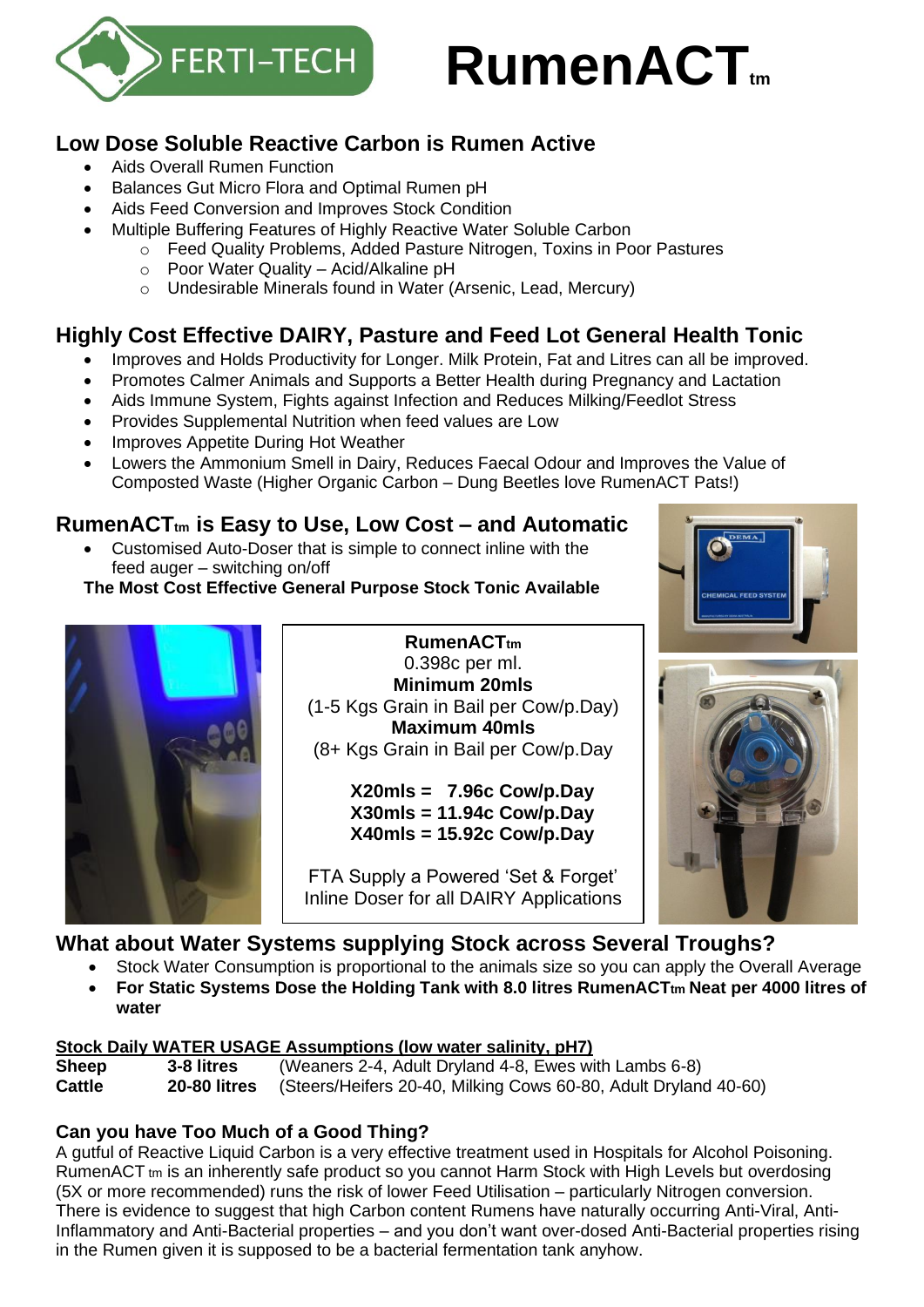FERTI-TECH

# RumenACT tm

## Low Dose Soluble Reactive Carbon is Rumen Active

- Aids Overall Rumen Function
- Balances Gut Micro Flora and Optimal Rumen pH
- Aids Feed Conversion and Improves Stock Condition
- Multiple Buffering Features of Highly Reactive Water Soluble Carbon
  - Feed Quality Problems, Added Pasture Nitrogen, Toxins in Poor Pastures
  - Poor Water Quality – Acid/Alkaline pH
  - Undesirable Minerals found in Water (Arsenic, Lead, Mercury)

## Highly Cost Effective DAIRY, Pasture and Feed Lot General Health Tonic

- Improves and Holds Productivity for Longer. Milk Protein, Fat and Litres can all be improved.
- Promotes Calmer Animals and Supports a Better Health during Pregnancy and Lactation
- Aids Immune System, Fights against Infection and Reduces Milking/Feedlot Stress
- Provides Supplemental Nutrition when feed values are Low
- Improves Appetite During Hot Weather
- Lowers the Ammonium Smell in Dairy, Reduces Faecal Odour and Improves the Value of Composted Waste (Higher Organic Carbon – Dung Beetles love RumenACT Pats!)

## RumenACT tm is Easy to Use, Low Cost – and Automatic

- Customised Auto-Doser that is simple to connect inline with the feed auger – switching on/off

**The Most Cost Effective General Purpose Stock Tonic Available**

**RumenACT tm**
0.398c per ml.
**Minimum 20mls**
(1-5 Kgs Grain in Bail per Cow/p.Day)
**Maximum 40mls**
(8+ Kgs Grain in Bail per Cow/p.Day

**X20mls = 7.96c Cow/p.Day**
**X30mls = 11.94c Cow/p.Day**
**X40mls = 15.92c Cow/p.Day**

FTA Supply a Powered 'Set & Forget' Inline Doser for all DAIRY Applications

## What about Water Systems supplying Stock across Several Troughs?

- Stock Water Consumption is proportional to the animals size so you can apply the Overall Average
- **For Static Systems Dose the Holding Tank with 8.0 litres RumenACT tm Neat per 4000 litres of water**

**Stock Daily WATER USAGE Assumptions (low water salinity, pH7)**

| | | |
|---|---|---|
| **Sheep** | **3-8 litres** | (Weaners 2-4, Adult Dryland 4-8, Ewes with Lambs 6-8) |
| **Cattle** | **20-80 litres** | (Steers/Heifers 20-40, Milking Cows 60-80, Adult Dryland 40-60) |

### Can you have Too Much of a Good Thing?

A gutful of Reactive Liquid Carbon is a very effective treatment used in Hospitals for Alcohol Poisoning. RumenACT tm is an inherently safe product so you cannot Harm Stock with High Levels but overdosing (5X or more recommended) runs the risk of lower Feed Utilisation – particularly Nitrogen conversion. There is evidence to suggest that high Carbon content Rumens have naturally occurring Anti-Viral, Anti-Inflammatory and Anti-Bacterial properties – and you don't want over-dosed Anti-Bacterial properties rising in the Rumen given it is supposed to be a bacterial fermentation tank anyhow.